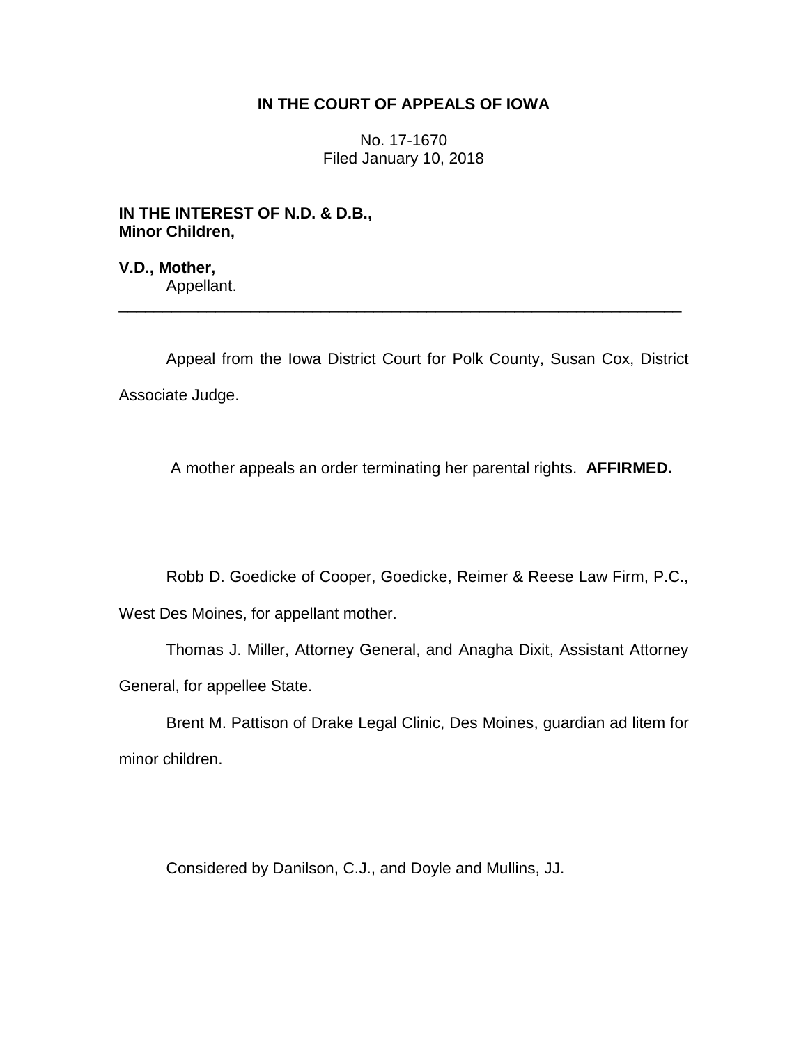# IN THE COURT OF APPEALS OF IOWA

No. 17-1670
Filed January 10, 2018

**IN THE INTEREST OF N.D. & D.B., Minor Children,**

**V.D., Mother,**
Appellant.

---

Appeal from the Iowa District Court for Polk County, Susan Cox, District Associate Judge.

A mother appeals an order terminating her parental rights. **AFFIRMED.**

Robb D. Goedicke of Cooper, Goedicke, Reimer & Reese Law Firm, P.C., West Des Moines, for appellant mother.

Thomas J. Miller, Attorney General, and Anagha Dixit, Assistant Attorney General, for appellee State.

Brent M. Pattison of Drake Legal Clinic, Des Moines, guardian ad litem for minor children.

Considered by Danilson, C.J., and Doyle and Mullins, JJ.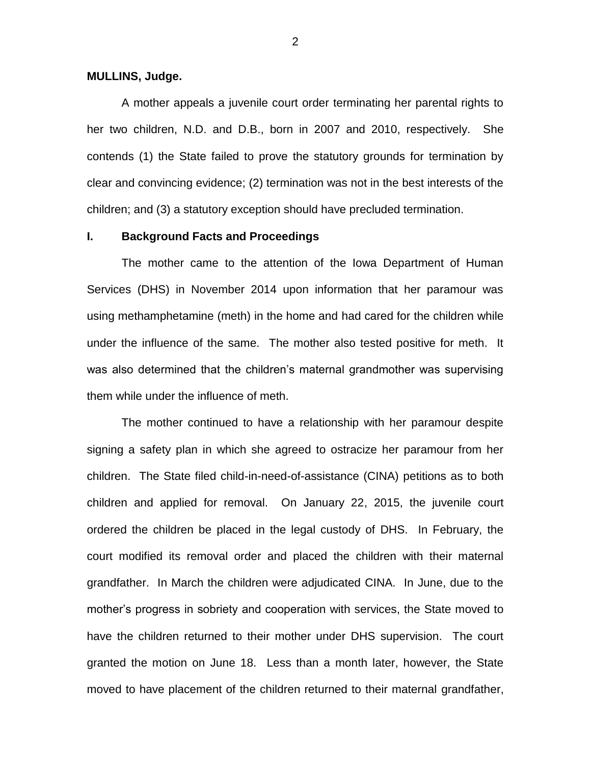**MULLINS, Judge.**

A mother appeals a juvenile court order terminating her parental rights to her two children, N.D. and D.B., born in 2007 and 2010, respectively. She contends (1) the State failed to prove the statutory grounds for termination by clear and convincing evidence; (2) termination was not in the best interests of the children; and (3) a statutory exception should have precluded termination.

## I. Background Facts and Proceedings

The mother came to the attention of the Iowa Department of Human Services (DHS) in November 2014 upon information that her paramour was using methamphetamine (meth) in the home and had cared for the children while under the influence of the same. The mother also tested positive for meth. It was also determined that the children's maternal grandmother was supervising them while under the influence of meth.

The mother continued to have a relationship with her paramour despite signing a safety plan in which she agreed to ostracize her paramour from her children. The State filed child-in-need-of-assistance (CINA) petitions as to both children and applied for removal. On January 22, 2015, the juvenile court ordered the children be placed in the legal custody of DHS. In February, the court modified its removal order and placed the children with their maternal grandfather. In March the children were adjudicated CINA. In June, due to the mother's progress in sobriety and cooperation with services, the State moved to have the children returned to their mother under DHS supervision. The court granted the motion on June 18. Less than a month later, however, the State moved to have placement of the children returned to their maternal grandfather,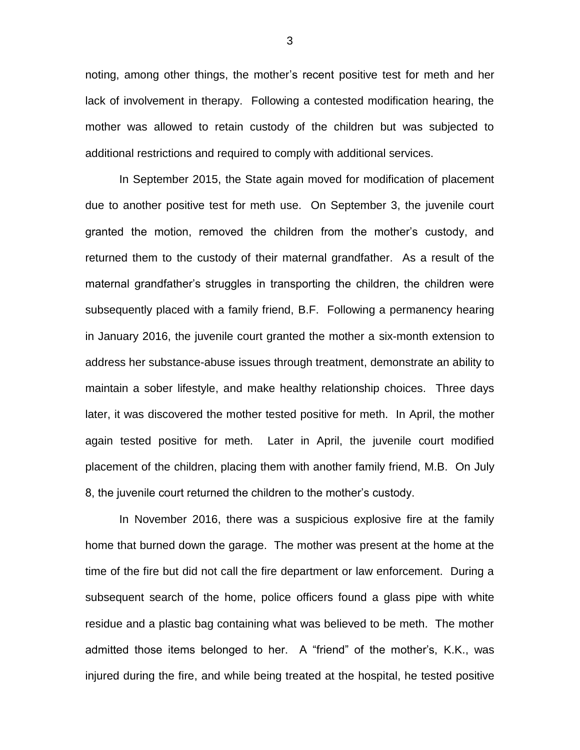noting, among other things, the mother's recent positive test for meth and her lack of involvement in therapy. Following a contested modification hearing, the mother was allowed to retain custody of the children but was subjected to additional restrictions and required to comply with additional services.

In September 2015, the State again moved for modification of placement due to another positive test for meth use. On September 3, the juvenile court granted the motion, removed the children from the mother's custody, and returned them to the custody of their maternal grandfather. As a result of the maternal grandfather's struggles in transporting the children, the children were subsequently placed with a family friend, B.F. Following a permanency hearing in January 2016, the juvenile court granted the mother a six-month extension to address her substance-abuse issues through treatment, demonstrate an ability to maintain a sober lifestyle, and make healthy relationship choices. Three days later, it was discovered the mother tested positive for meth. In April, the mother again tested positive for meth. Later in April, the juvenile court modified placement of the children, placing them with another family friend, M.B. On July 8, the juvenile court returned the children to the mother's custody.

In November 2016, there was a suspicious explosive fire at the family home that burned down the garage. The mother was present at the home at the time of the fire but did not call the fire department or law enforcement. During a subsequent search of the home, police officers found a glass pipe with white residue and a plastic bag containing what was believed to be meth. The mother admitted those items belonged to her. A "friend" of the mother's, K.K., was injured during the fire, and while being treated at the hospital, he tested positive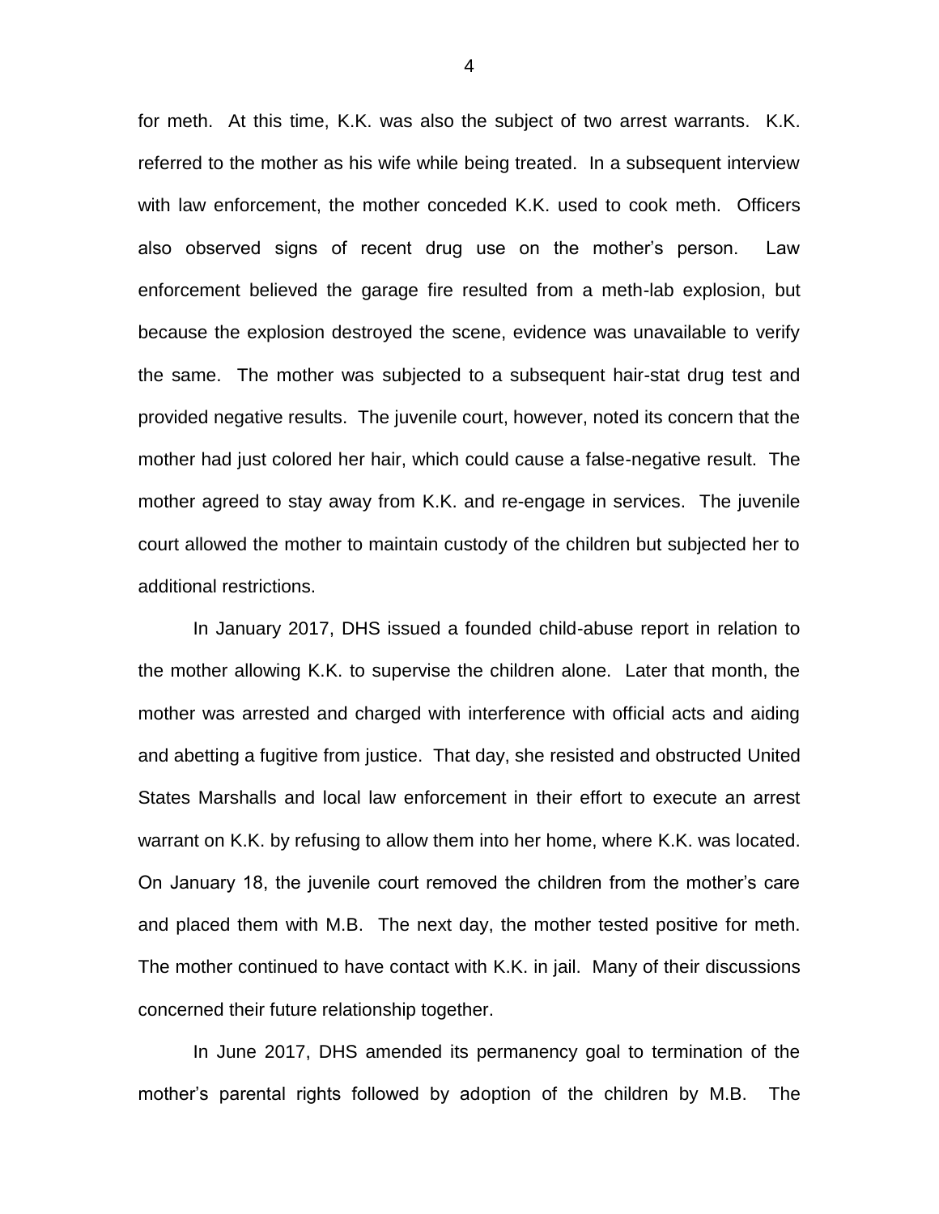for meth. At this time, K.K. was also the subject of two arrest warrants. K.K. referred to the mother as his wife while being treated. In a subsequent interview with law enforcement, the mother conceded K.K. used to cook meth. Officers also observed signs of recent drug use on the mother's person. Law enforcement believed the garage fire resulted from a meth-lab explosion, but because the explosion destroyed the scene, evidence was unavailable to verify the same. The mother was subjected to a subsequent hair-stat drug test and provided negative results. The juvenile court, however, noted its concern that the mother had just colored her hair, which could cause a false-negative result. The mother agreed to stay away from K.K. and re-engage in services. The juvenile court allowed the mother to maintain custody of the children but subjected her to additional restrictions.

In January 2017, DHS issued a founded child-abuse report in relation to the mother allowing K.K. to supervise the children alone. Later that month, the mother was arrested and charged with interference with official acts and aiding and abetting a fugitive from justice. That day, she resisted and obstructed United States Marshalls and local law enforcement in their effort to execute an arrest warrant on K.K. by refusing to allow them into her home, where K.K. was located. On January 18, the juvenile court removed the children from the mother's care and placed them with M.B. The next day, the mother tested positive for meth. The mother continued to have contact with K.K. in jail. Many of their discussions concerned their future relationship together.

In June 2017, DHS amended its permanency goal to termination of the mother's parental rights followed by adoption of the children by M.B. The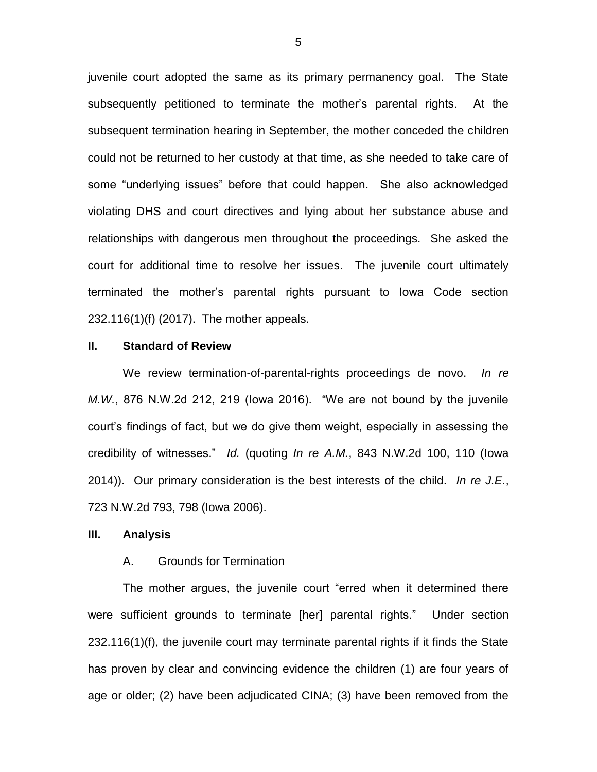juvenile court adopted the same as its primary permanency goal. The State subsequently petitioned to terminate the mother's parental rights. At the subsequent termination hearing in September, the mother conceded the children could not be returned to her custody at that time, as she needed to take care of some "underlying issues" before that could happen. She also acknowledged violating DHS and court directives and lying about her substance abuse and relationships with dangerous men throughout the proceedings. She asked the court for additional time to resolve her issues. The juvenile court ultimately terminated the mother's parental rights pursuant to Iowa Code section 232.116(1)(f) (2017). The mother appeals.

## II. Standard of Review

We review termination-of-parental-rights proceedings de novo. *In re M.W.*, 876 N.W.2d 212, 219 (Iowa 2016). "We are not bound by the juvenile court's findings of fact, but we do give them weight, especially in assessing the credibility of witnesses." *Id.* (quoting *In re A.M.*, 843 N.W.2d 100, 110 (Iowa 2014)). Our primary consideration is the best interests of the child. *In re J.E.*, 723 N.W.2d 793, 798 (Iowa 2006).

## III. Analysis

### A. Grounds for Termination

The mother argues, the juvenile court "erred when it determined there were sufficient grounds to terminate [her] parental rights." Under section 232.116(1)(f), the juvenile court may terminate parental rights if it finds the State has proven by clear and convincing evidence the children (1) are four years of age or older; (2) have been adjudicated CINA; (3) have been removed from the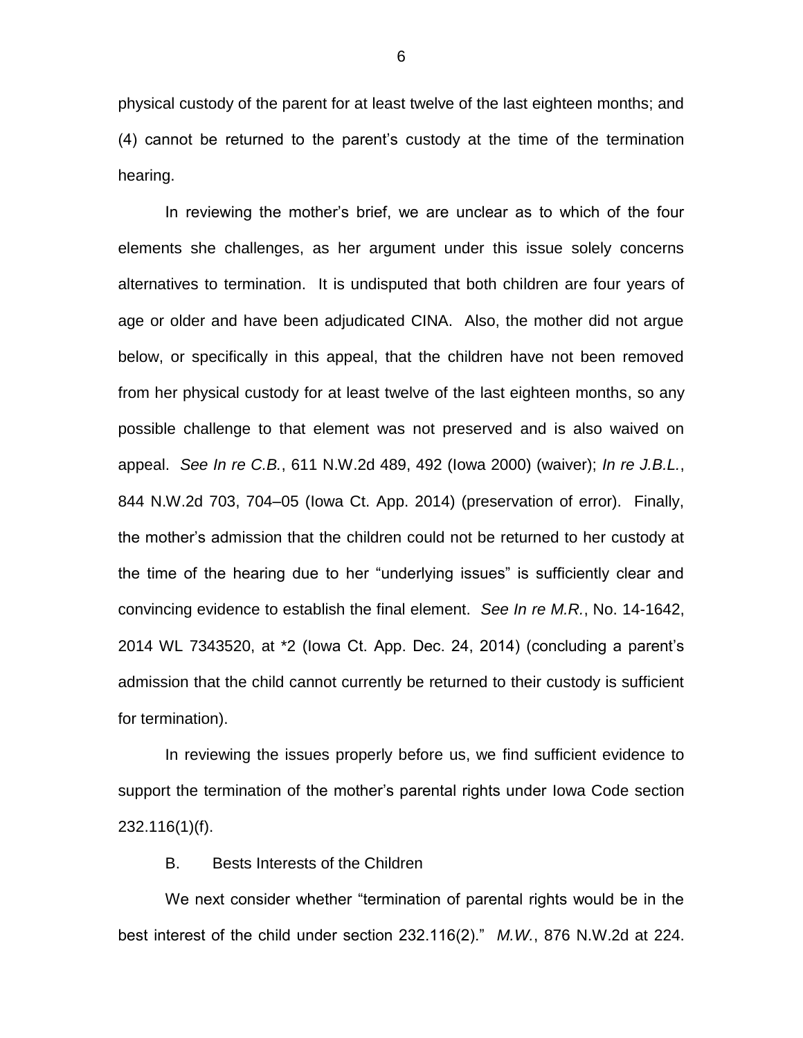physical custody of the parent for at least twelve of the last eighteen months; and (4) cannot be returned to the parent's custody at the time of the termination hearing.

In reviewing the mother's brief, we are unclear as to which of the four elements she challenges, as her argument under this issue solely concerns alternatives to termination. It is undisputed that both children are four years of age or older and have been adjudicated CINA. Also, the mother did not argue below, or specifically in this appeal, that the children have not been removed from her physical custody for at least twelve of the last eighteen months, so any possible challenge to that element was not preserved and is also waived on appeal. *See In re C.B.*, 611 N.W.2d 489, 492 (Iowa 2000) (waiver); *In re J.B.L.*, 844 N.W.2d 703, 704–05 (Iowa Ct. App. 2014) (preservation of error). Finally, the mother's admission that the children could not be returned to her custody at the time of the hearing due to her "underlying issues" is sufficiently clear and convincing evidence to establish the final element. *See In re M.R.*, No. 14-1642, 2014 WL 7343520, at *2 (Iowa Ct. App. Dec. 24, 2014) (concluding a parent's admission that the child cannot currently be returned to their custody is sufficient for termination).

In reviewing the issues properly before us, we find sufficient evidence to support the termination of the mother's parental rights under Iowa Code section 232.116(1)(f).

B. Bests Interests of the Children

We next consider whether "termination of parental rights would be in the best interest of the child under section 232.116(2)." *M.W.*, 876 N.W.2d at 224.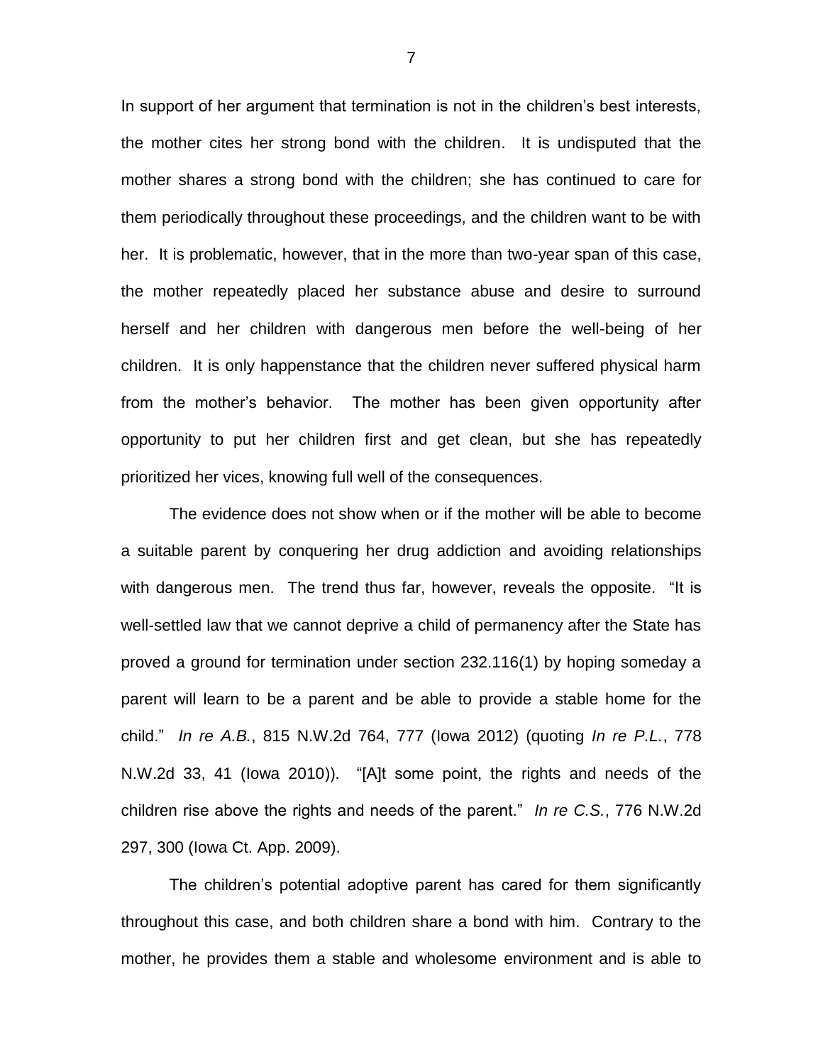In support of her argument that termination is not in the children's best interests, the mother cites her strong bond with the children. It is undisputed that the mother shares a strong bond with the children; she has continued to care for them periodically throughout these proceedings, and the children want to be with her. It is problematic, however, that in the more than two-year span of this case, the mother repeatedly placed her substance abuse and desire to surround herself and her children with dangerous men before the well-being of her children. It is only happenstance that the children never suffered physical harm from the mother's behavior. The mother has been given opportunity after opportunity to put her children first and get clean, but she has repeatedly prioritized her vices, knowing full well of the consequences.

The evidence does not show when or if the mother will be able to become a suitable parent by conquering her drug addiction and avoiding relationships with dangerous men. The trend thus far, however, reveals the opposite. "It is well-settled law that we cannot deprive a child of permanency after the State has proved a ground for termination under section 232.116(1) by hoping someday a parent will learn to be a parent and be able to provide a stable home for the child." *In re A.B.*, 815 N.W.2d 764, 777 (Iowa 2012) (quoting *In re P.L.*, 778 N.W.2d 33, 41 (Iowa 2010)). "[A]t some point, the rights and needs of the children rise above the rights and needs of the parent." *In re C.S.*, 776 N.W.2d 297, 300 (Iowa Ct. App. 2009).

The children's potential adoptive parent has cared for them significantly throughout this case, and both children share a bond with him. Contrary to the mother, he provides them a stable and wholesome environment and is able to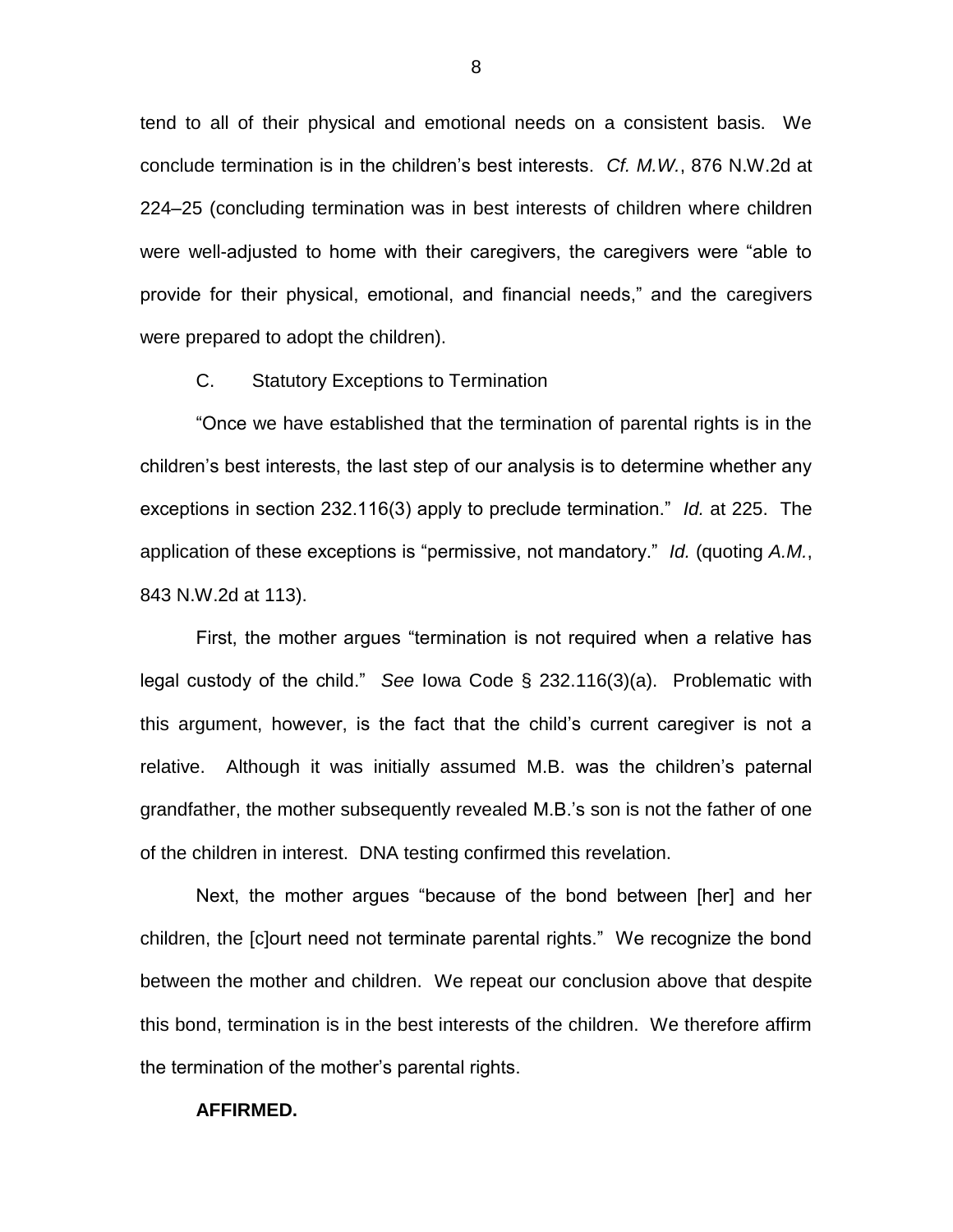tend to all of their physical and emotional needs on a consistent basis. We conclude termination is in the children's best interests. *Cf. M.W.*, 876 N.W.2d at 224–25 (concluding termination was in best interests of children where children were well-adjusted to home with their caregivers, the caregivers were "able to provide for their physical, emotional, and financial needs," and the caregivers were prepared to adopt the children).

C. Statutory Exceptions to Termination

"Once we have established that the termination of parental rights is in the children's best interests, the last step of our analysis is to determine whether any exceptions in section 232.116(3) apply to preclude termination." *Id.* at 225. The application of these exceptions is "permissive, not mandatory." *Id.* (quoting *A.M.*, 843 N.W.2d at 113).

First, the mother argues "termination is not required when a relative has legal custody of the child." *See* Iowa Code § 232.116(3)(a). Problematic with this argument, however, is the fact that the child's current caregiver is not a relative. Although it was initially assumed M.B. was the children's paternal grandfather, the mother subsequently revealed M.B.'s son is not the father of one of the children in interest. DNA testing confirmed this revelation.

Next, the mother argues "because of the bond between [her] and her children, the [c]ourt need not terminate parental rights." We recognize the bond between the mother and children. We repeat our conclusion above that despite this bond, termination is in the best interests of the children. We therefore affirm the termination of the mother's parental rights.

**AFFIRMED.**